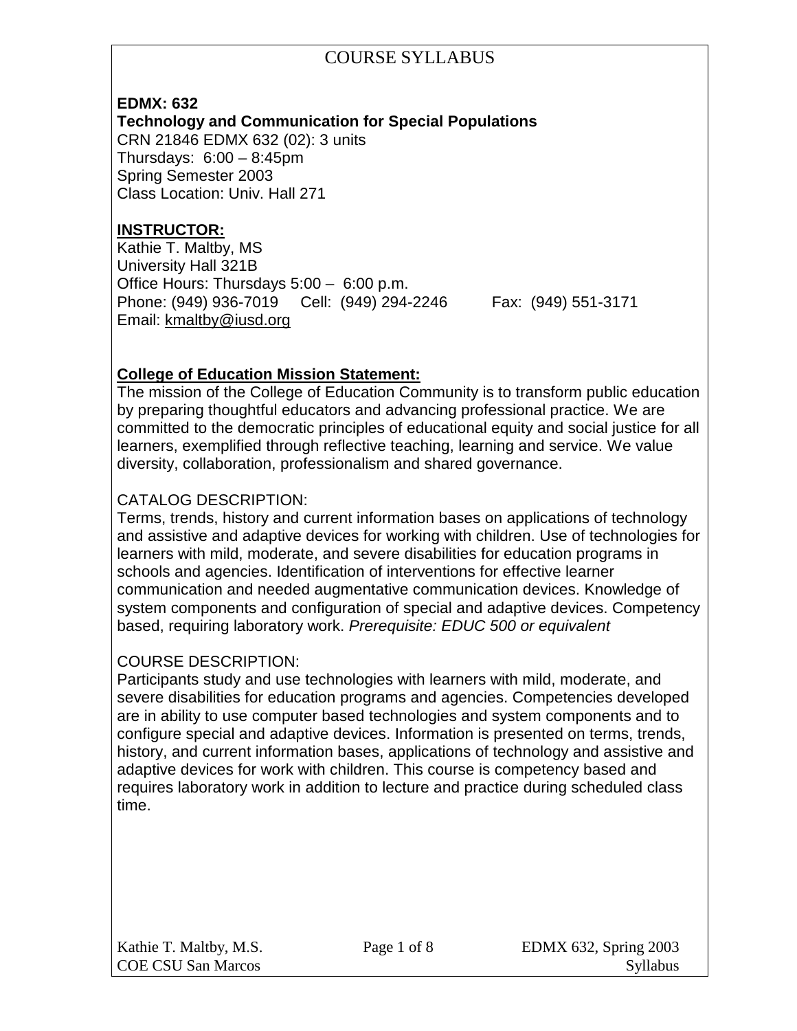# COURSE SYLLABUS

**EDMX: 632**
**Technology and Communication for Special Populations**
CRN 21846 EDMX 632 (02): 3 units
Thursdays: 6:00 – 8:45pm
Spring Semester 2003
Class Location: Univ. Hall 271

## INSTRUCTOR:

Kathie T. Maltby, MS
University Hall 321B
Office Hours: Thursdays 5:00 – 6:00 p.m.
Phone: (949) 936-7019 Cell: (949) 294-2246 Fax: (949) 551-3171
Email: kmaltby@iusd.org

## College of Education Mission Statement:

The mission of the College of Education Community is to transform public education by preparing thoughtful educators and advancing professional practice. We are committed to the democratic principles of educational equity and social justice for all learners, exemplified through reflective teaching, learning and service. We value diversity, collaboration, professionalism and shared governance.

## CATALOG DESCRIPTION:

Terms, trends, history and current information bases on applications of technology and assistive and adaptive devices for working with children. Use of technologies for learners with mild, moderate, and severe disabilities for education programs in schools and agencies. Identification of interventions for effective learner communication and needed augmentative communication devices. Knowledge of system components and configuration of special and adaptive devices. Competency based, requiring laboratory work. *Prerequisite: EDUC 500 or equivalent*

## COURSE DESCRIPTION:

Participants study and use technologies with learners with mild, moderate, and severe disabilities for education programs and agencies. Competencies developed are in ability to use computer based technologies and system components and to configure special and adaptive devices. Information is presented on terms, trends, history, and current information bases, applications of technology and assistive and adaptive devices for work with children. This course is competency based and requires laboratory work in addition to lecture and practice during scheduled class time.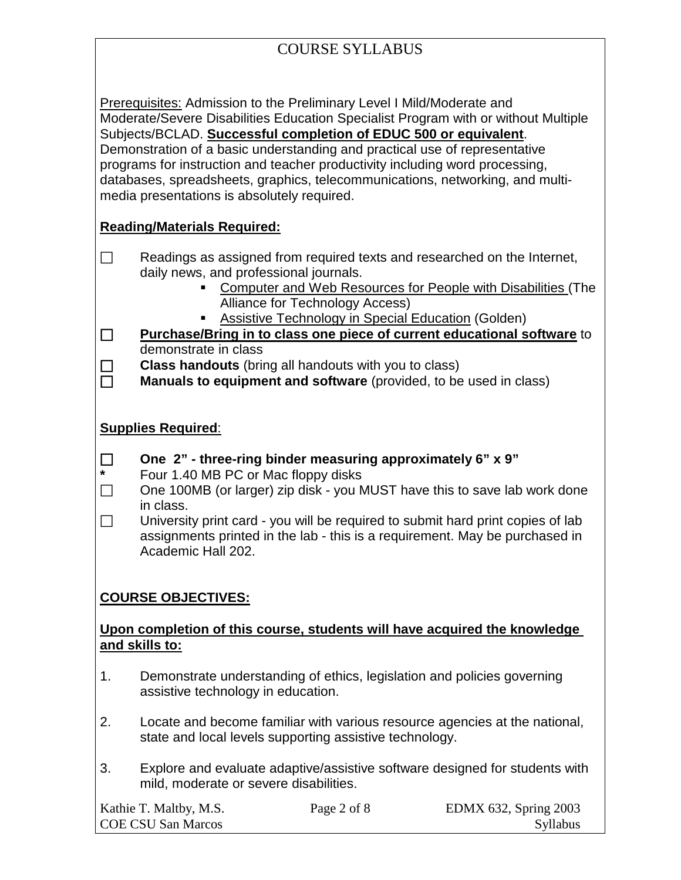COURSE SYLLABUS

<u>Prerequisites:</u> Admission to the Preliminary Level I Mild/Moderate and Moderate/Severe Disabilities Education Specialist Program with or without Multiple Subjects/BCLAD. **<u>Successful completion of EDUC 500 or equivalent</u>**. Demonstration of a basic understanding and practical use of representative programs for instruction and teacher productivity including word processing, databases, spreadsheets, graphics, telecommunications, networking, and multi-media presentations is absolutely required.

**<u>Reading/Materials Required:</u>**

- ☐ Readings as assigned from required texts and researched on the Internet, daily news, and professional journals.
  - <u>Computer and Web Resources for People with Disabilities</u> (The Alliance for Technology Access)
  - <u>Assistive Technology in Special Education</u> (Golden)
- ☐ **<u>Purchase/Bring in to class one piece of current educational software</u>** to demonstrate in class
- ☐ **Class handouts** (bring all handouts with you to class)
- ☐ **Manuals to equipment and software** (provided, to be used in class)

**<u>Supplies Required</u>**:

- ☐ **One 2" - three-ring binder measuring approximately 6" x 9"**
- * Four 1.40 MB PC or Mac floppy disks
- ☐ One 100MB (or larger) zip disk - you MUST have this to save lab work done in class.
- ☐ University print card - you will be required to submit hard print copies of lab assignments printed in the lab - this is a requirement. May be purchased in Academic Hall 202.

**<u>COURSE OBJECTIVES:</u>**

**<u>Upon completion of this course, students will have acquired the knowledge and skills to:</u>**

1. Demonstrate understanding of ethics, legislation and policies governing assistive technology in education.
2. Locate and become familiar with various resource agencies at the national, state and local levels supporting assistive technology.
3. Explore and evaluate adaptive/assistive software designed for students with mild, moderate or severe disabilities.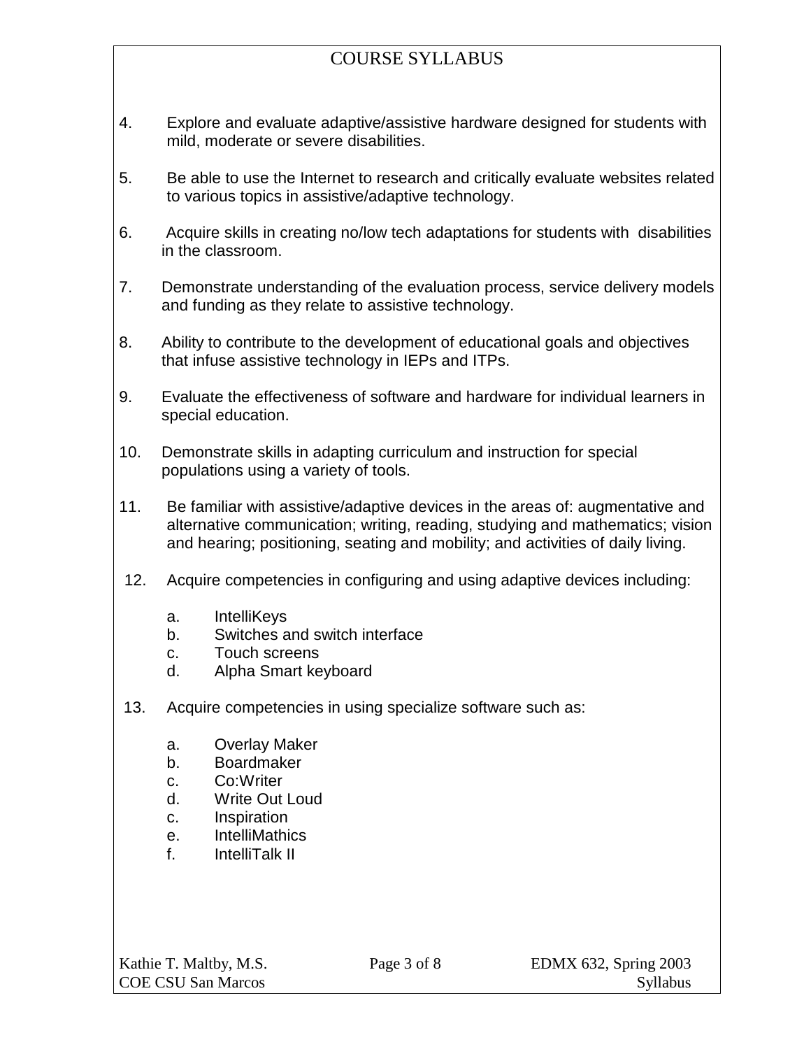# COURSE SYLLABUS

4. Explore and evaluate adaptive/assistive hardware designed for students with mild, moderate or severe disabilities.

5. Be able to use the Internet to research and critically evaluate websites related to various topics in assistive/adaptive technology.

6. Acquire skills in creating no/low tech adaptations for students with disabilities in the classroom.

7. Demonstrate understanding of the evaluation process, service delivery models and funding as they relate to assistive technology.

8. Ability to contribute to the development of educational goals and objectives that infuse assistive technology in IEPs and ITPs.

9. Evaluate the effectiveness of software and hardware for individual learners in special education.

10. Demonstrate skills in adapting curriculum and instruction for special populations using a variety of tools.

11. Be familiar with assistive/adaptive devices in the areas of: augmentative and alternative communication; writing, reading, studying and mathematics; vision and hearing; positioning, seating and mobility; and activities of daily living.

12. Acquire competencies in configuring and using adaptive devices including:

    a. IntelliKeys
    b. Switches and switch interface
    c. Touch screens
    d. Alpha Smart keyboard

13. Acquire competencies in using specialize software such as:

    a. Overlay Maker
    b. Boardmaker
    c. Co:Writer
    d. Write Out Loud
    c. Inspiration
    e. IntelliMathics
    f. IntelliTalk II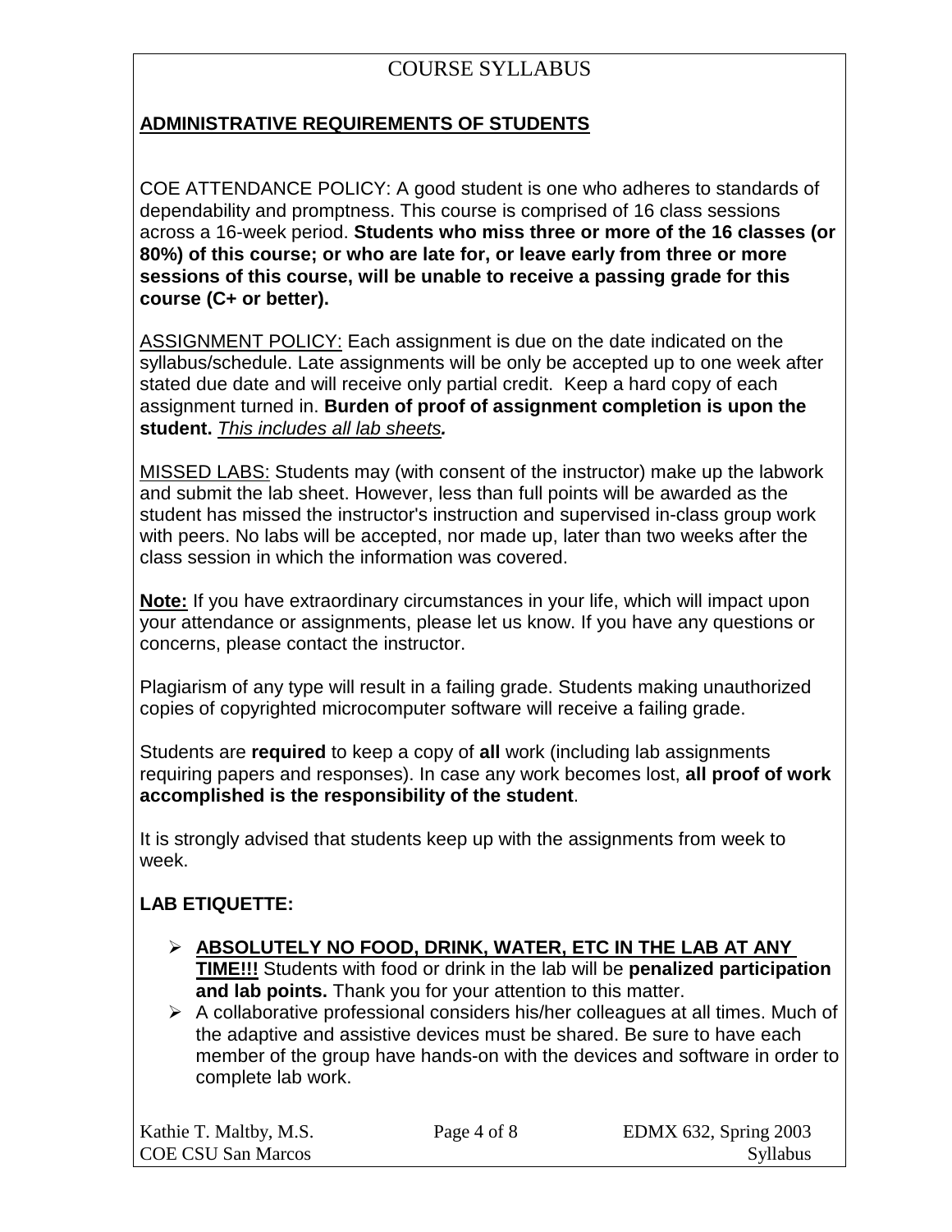# COURSE SYLLABUS

## ADMINISTRATIVE REQUIREMENTS OF STUDENTS

COE ATTENDANCE POLICY: A good student is one who adheres to standards of dependability and promptness. This course is comprised of 16 class sessions across a 16-week period. **Students who miss three or more of the 16 classes (or 80%) of this course; or who are late for, or leave early from three or more sessions of this course, will be unable to receive a passing grade for this course (C+ or better).**

ASSIGNMENT POLICY: Each assignment is due on the date indicated on the syllabus/schedule. Late assignments will be only be accepted up to one week after stated due date and will receive only partial credit. Keep a hard copy of each assignment turned in. **Burden of proof of assignment completion is upon the student.** *This includes all lab sheets.*

MISSED LABS: Students may (with consent of the instructor) make up the labwork and submit the lab sheet. However, less than full points will be awarded as the student has missed the instructor's instruction and supervised in-class group work with peers. No labs will be accepted, nor made up, later than two weeks after the class session in which the information was covered.

**Note:** If you have extraordinary circumstances in your life, which will impact upon your attendance or assignments, please let us know. If you have any questions or concerns, please contact the instructor.

Plagiarism of any type will result in a failing grade. Students making unauthorized copies of copyrighted microcomputer software will receive a failing grade.

Students are **required** to keep a copy of **all** work (including lab assignments requiring papers and responses). In case any work becomes lost, **all proof of work accomplished is the responsibility of the student**.

It is strongly advised that students keep up with the assignments from week to week.

**LAB ETIQUETTE:**

- **ABSOLUTELY NO FOOD, DRINK, WATER, ETC IN THE LAB AT ANY TIME!!!** Students with food or drink in the lab will be **penalized participation and lab points.** Thank you for your attention to this matter.
- A collaborative professional considers his/her colleagues at all times. Much of the adaptive and assistive devices must be shared. Be sure to have each member of the group have hands-on with the devices and software in order to complete lab work.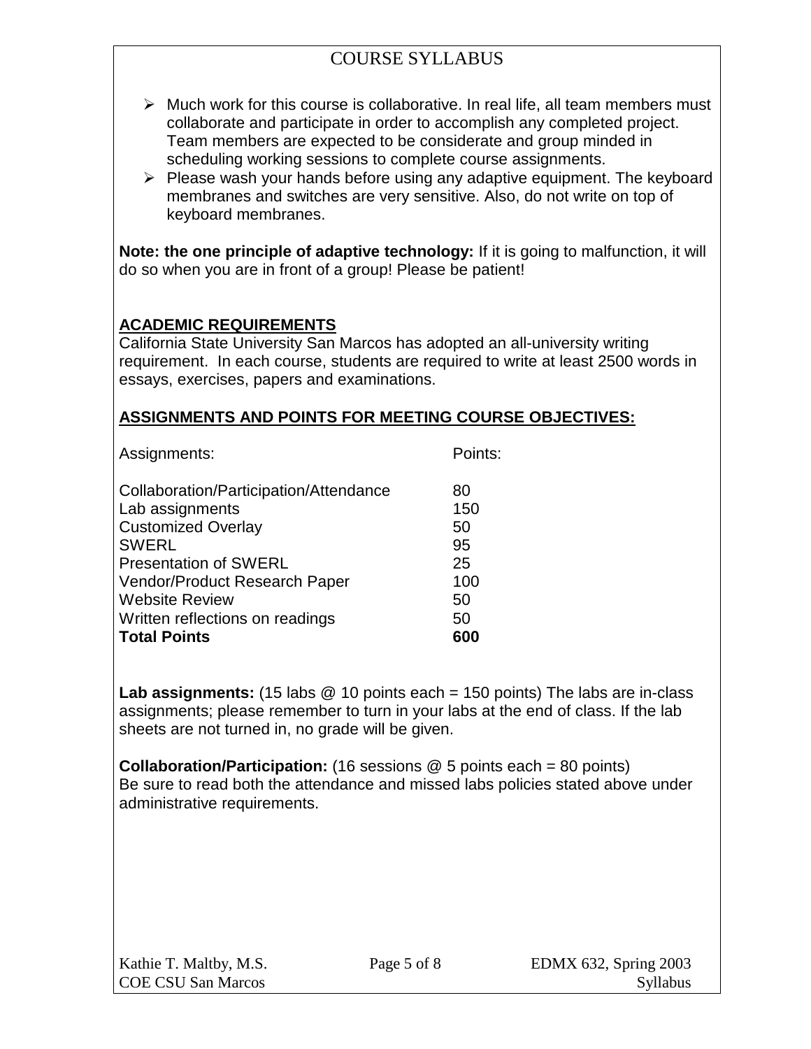- Much work for this course is collaborative. In real life, all team members must collaborate and participate in order to accomplish any completed project. Team members are expected to be considerate and group minded in scheduling working sessions to complete course assignments.
- Please wash your hands before using any adaptive equipment. The keyboard membranes and switches are very sensitive. Also, do not write on top of keyboard membranes.

**Note: the one principle of adaptive technology:** If it is going to malfunction, it will do so when you are in front of a group! Please be patient!

## ACADEMIC REQUIREMENTS

California State University San Marcos has adopted an all-university writing requirement. In each course, students are required to write at least 2500 words in essays, exercises, papers and examinations.

## ASSIGNMENTS AND POINTS FOR MEETING COURSE OBJECTIVES:

| Assignments: | Points: |
| --- | --- |
| Collaboration/Participation/Attendance | 80 |
| Lab assignments | 150 |
| Customized Overlay | 50 |
| SWERL | 95 |
| Presentation of SWERL | 25 |
| Vendor/Product Research Paper | 100 |
| Website Review | 50 |
| Written reflections on readings | 50 |
| **Total Points** | **600** |

**Lab assignments:** (15 labs @ 10 points each = 150 points) The labs are in-class assignments; please remember to turn in your labs at the end of class. If the lab sheets are not turned in, no grade will be given.

**Collaboration/Participation:** (16 sessions @ 5 points each = 80 points) Be sure to read both the attendance and missed labs policies stated above under administrative requirements.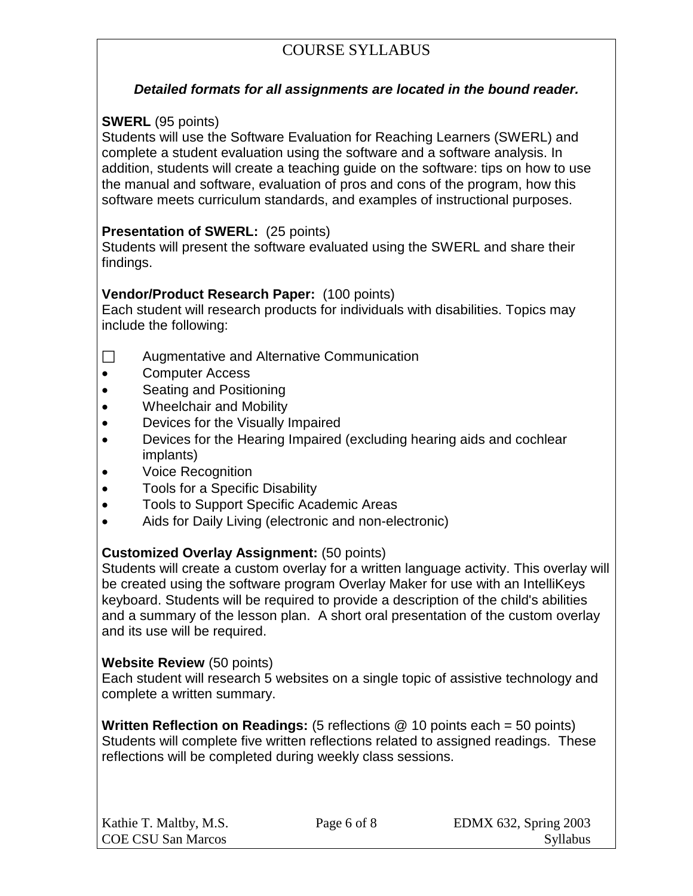# COURSE SYLLABUS

***Detailed formats for all assignments are located in the bound reader.***

**SWERL** (95 points)
Students will use the Software Evaluation for Reaching Learners (SWERL) and complete a student evaluation using the software and a software analysis. In addition, students will create a teaching guide on the software: tips on how to use the manual and software, evaluation of pros and cons of the program, how this software meets curriculum standards, and examples of instructional purposes.

**Presentation of SWERL:** (25 points)
Students will present the software evaluated using the SWERL and share their findings.

**Vendor/Product Research Paper:** (100 points)
Each student will research products for individuals with disabilities. Topics may include the following:

- Augmentative and Alternative Communication
- Computer Access
- Seating and Positioning
- Wheelchair and Mobility
- Devices for the Visually Impaired
- Devices for the Hearing Impaired (excluding hearing aids and cochlear implants)
- Voice Recognition
- Tools for a Specific Disability
- Tools to Support Specific Academic Areas
- Aids for Daily Living (electronic and non-electronic)

**Customized Overlay Assignment:** (50 points)
Students will create a custom overlay for a written language activity. This overlay will be created using the software program Overlay Maker for use with an IntelliKeys keyboard. Students will be required to provide a description of the child's abilities and a summary of the lesson plan. A short oral presentation of the custom overlay and its use will be required.

**Website Review** (50 points)
Each student will research 5 websites on a single topic of assistive technology and complete a written summary.

**Written Reflection on Readings:** (5 reflections @ 10 points each = 50 points)
Students will complete five written reflections related to assigned readings. These reflections will be completed during weekly class sessions.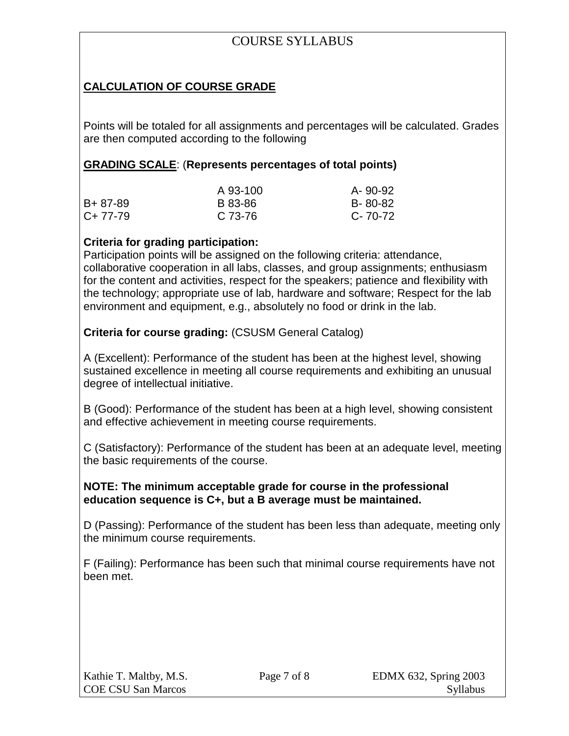COURSE SYLLABUS

## CALCULATION OF COURSE GRADE

Points will be totaled for all assignments and percentages will be calculated. Grades are then computed according to the following

**GRADING SCALE**: (**Represents percentages of total points)**

| | | |
|---|---|---|
| | A 93-100 | A- 90-92 |
| B+ 87-89 | B 83-86 | B- 80-82 |
| C+ 77-79 | C 73-76 | C- 70-72 |

**Criteria for grading participation:**
Participation points will be assigned on the following criteria: attendance, collaborative cooperation in all labs, classes, and group assignments; enthusiasm for the content and activities, respect for the speakers; patience and flexibility with the technology; appropriate use of lab, hardware and software; Respect for the lab environment and equipment, e.g., absolutely no food or drink in the lab.

**Criteria for course grading:** (CSUSM General Catalog)

A (Excellent): Performance of the student has been at the highest level, showing sustained excellence in meeting all course requirements and exhibiting an unusual degree of intellectual initiative.

B (Good): Performance of the student has been at a high level, showing consistent and effective achievement in meeting course requirements.

C (Satisfactory): Performance of the student has been at an adequate level, meeting the basic requirements of the course.

**NOTE: The minimum acceptable grade for course in the professional education sequence is C+, but a B average must be maintained.**

D (Passing): Performance of the student has been less than adequate, meeting only the minimum course requirements.

F (Failing): Performance has been such that minimal course requirements have not been met.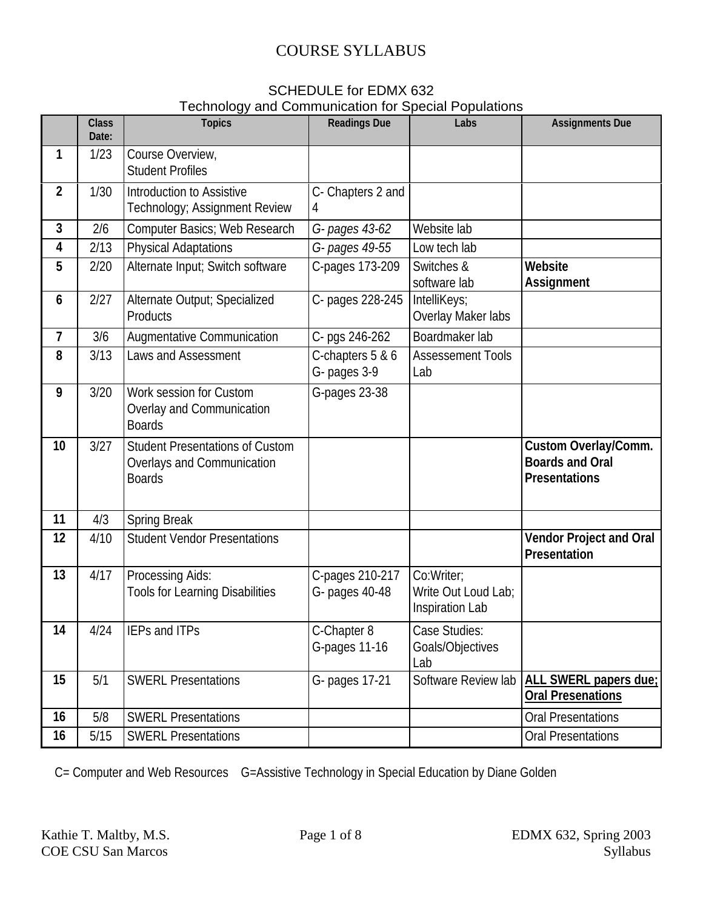# COURSE SYLLABUS

SCHEDULE for EDMX 632
Technology and Communication for Special Populations

| | Class Date: | Topics | Readings Due | Labs | Assignments Due |
|---|---|---|---|---|---|
| **1** | 1/23 | Course Overview, Student Profiles | | | |
| **2** | 1/30 | Introduction to Assistive Technology; Assignment Review | C- Chapters 2 and 4 | | |
| **3** | 2/6 | Computer Basics; Web Research | *G- pages 43-62* | Website lab | |
| **4** | 2/13 | Physical Adaptations | *G- pages 49-55* | Low tech lab | |
| **5** | 2/20 | Alternate Input; Switch software | C-pages 173-209 | Switches & software lab | **Website Assignment** |
| **6** | 2/27 | Alternate Output; Specialized Products | C- pages 228-245 | IntelliKeys; Overlay Maker labs | |
| **7** | 3/6 | Augmentative Communication | C- pgs 246-262 | Boardmaker lab | |
| **8** | 3/13 | Laws and Assessment | C-chapters 5 & 6 G- pages 3-9 | Assessement Tools Lab | |
| **9** | 3/20 | Work session for Custom Overlay and Communication Boards | G-pages 23-38 | | |
| **10** | 3/27 | Student Presentations of Custom Overlays and Communication Boards | | | **Custom Overlay/Comm. Boards and Oral Presentations** |
| **11** | 4/3 | Spring Break | | | |
| **12** | 4/10 | Student Vendor Presentations | | | **Vendor Project and Oral Presentation** |
| **13** | 4/17 | Processing Aids: Tools for Learning Disabilities | C-pages 210-217 G- pages 40-48 | Co:Writer; Write Out Loud Lab; Inspiration Lab | |
| **14** | 4/24 | IEPs and ITPs | C-Chapter 8 G-pages 11-16 | Case Studies: Goals/Objectives Lab | |
| **15** | 5/1 | SWERL Presentations | G- pages 17-21 | Software Review lab | **<u>ALL SWERL papers due; Oral Presenations</u>** |
| **16** | 5/8 | SWERL Presentations | | | Oral Presentations |
| **16** | 5/15 | SWERL Presentations | | | Oral Presentations |

C= Computer and Web Resources G=Assistive Technology in Special Education by Diane Golden